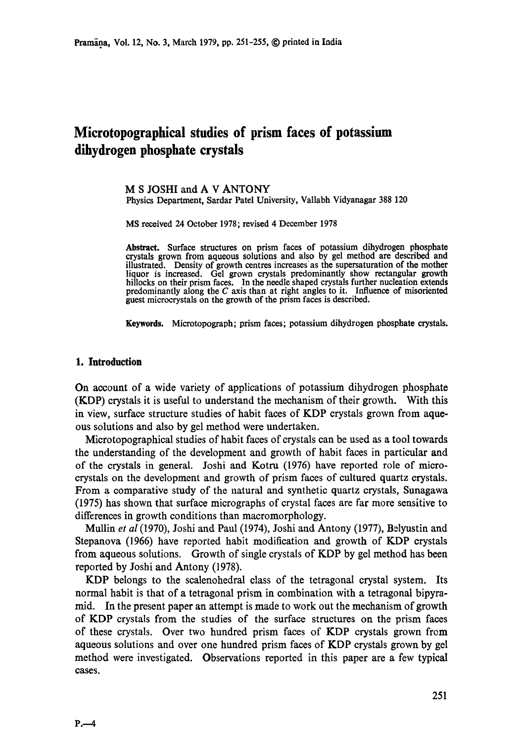# Microtopographical studies of prism faces of potassium dihydrogen phosphate crystals

M S JOSHI and A V ANTONY
Physics Department, Sardar Patel University, Vallabh Vidyanagar 388 120

MS received 24 October 1978; revised 4 December 1978

**Abstract.** Surface structures on prism faces of potassium dihydrogen phosphate crystals grown from aqueous solutions and also by gel method are described and illustrated. Density of growth centres increases as the supersaturation of the mother liquor is increased. Gel grown crystals predominantly show rectangular growth hillocks on their prism faces. In the needle shaped crystals further nucleation extends predominantly along the *C* axis than at right angles to it. Influence of misoriented guest microcrystals on the growth of the prism faces is described.

**Keywords.** Microtopograph; prism faces; potassium dihydrogen phosphate crystals.

## 1. Introduction

On account of a wide variety of applications of potassium dihydrogen phosphate (KDP) crystals it is useful to understand the mechanism of their growth. With this in view, surface structure studies of habit faces of KDP crystals grown from aqueous solutions and also by gel method were undertaken.

Microtopographical studies of habit faces of crystals can be used as a tool towards the understanding of the development and growth of habit faces in particular and of the crystals in general. Joshi and Kotru (1976) have reported role of microcrystals on the development and growth of prism faces of cultured quartz crystals. From a comparative study of the natural and synthetic quartz crystals, Sunagawa (1975) has shown that surface micrographs of crystal faces are far more sensitive to differences in growth conditions than macromorphology.

Mullin *et al* (1970), Joshi and Paul (1974), Joshi and Antony (1977), Belyustin and Stepanova (1966) have reported habit modification and growth of KDP crystals from aqueous solutions. Growth of single crystals of KDP by gel method has been reported by Joshi and Antony (1978).

KDP belongs to the scalenohedral class of the tetragonal crystal system. Its normal habit is that of a tetragonal prism in combination with a tetragonal bipyramid. In the present paper an attempt is made to work out the mechanism of growth of KDP crystals from the studies of the surface structures on the prism faces of these crystals. Over two hundred prism faces of KDP crystals grown from aqueous solutions and over one hundred prism faces of KDP crystals grown by gel method were investigated. Observations reported in this paper are a few typical cases.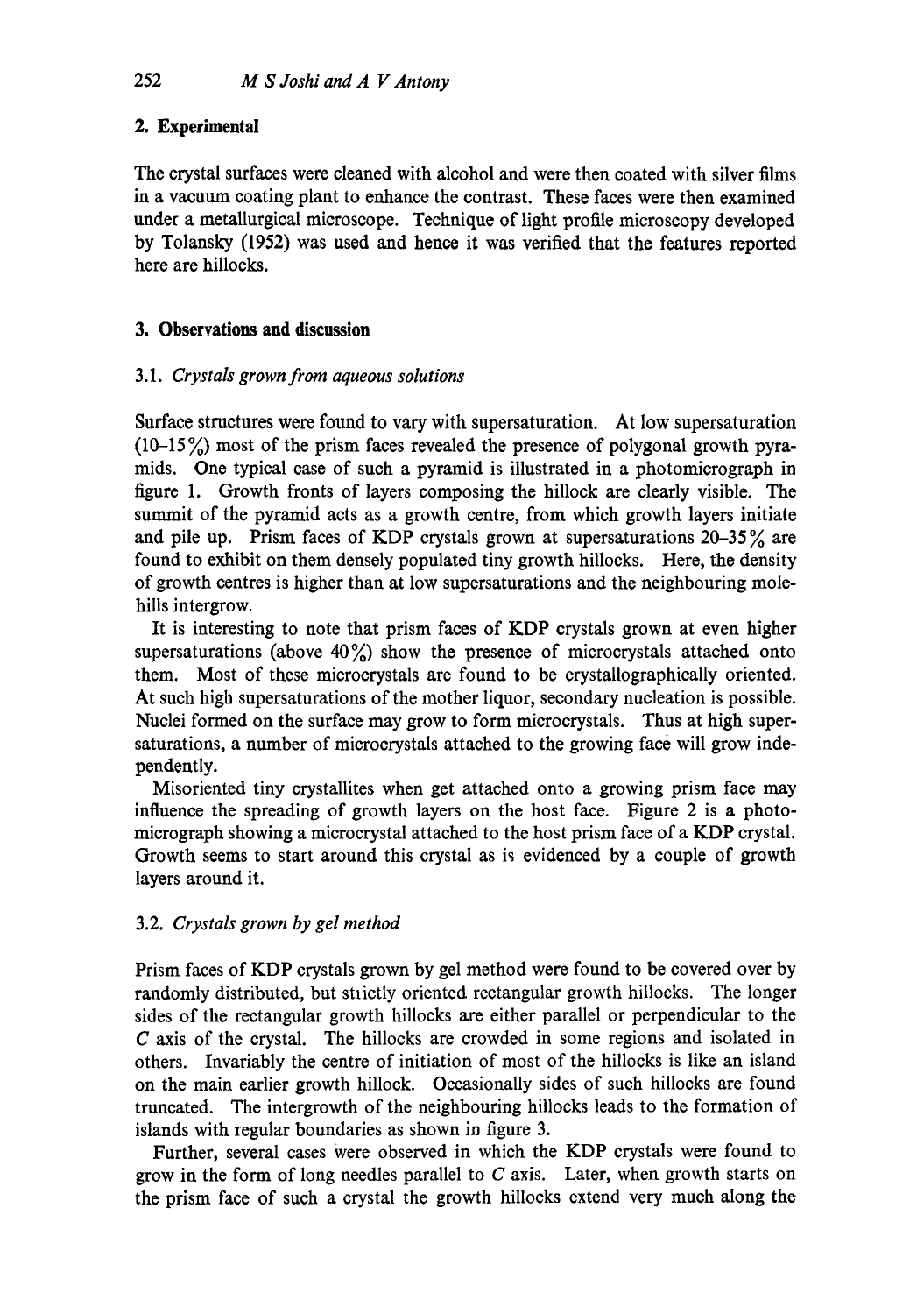## 2. Experimental

The crystal surfaces were cleaned with alcohol and were then coated with silver films in a vacuum coating plant to enhance the contrast. These faces were then examined under a metallurgical microscope. Technique of light profile microscopy developed by Tolansky (1952) was used and hence it was verified that the features reported here are hillocks.

## 3. Observations and discussion

### 3.1. *Crystals grown from aqueous solutions*

Surface structures were found to vary with supersaturation. At low supersaturation (10–15%) most of the prism faces revealed the presence of polygonal growth pyramids. One typical case of such a pyramid is illustrated in a photomicrograph in figure 1. Growth fronts of layers composing the hillock are clearly visible. The summit of the pyramid acts as a growth centre, from which growth layers initiate and pile up. Prism faces of KDP crystals grown at supersaturations 20–35% are found to exhibit on them densely populated tiny growth hillocks. Here, the density of growth centres is higher than at low supersaturations and the neighbouring molehills intergrow.

It is interesting to note that prism faces of KDP crystals grown at even higher supersaturations (above 40%) show the presence of microcrystals attached onto them. Most of these microcrystals are found to be crystallographically oriented. At such high supersaturations of the mother liquor, secondary nucleation is possible. Nuclei formed on the surface may grow to form microcrystals. Thus at high supersaturations, a number of microcrystals attached to the growing face will grow independently.

Misoriented tiny crystallites when get attached onto a growing prism face may influence the spreading of growth layers on the host face. Figure 2 is a photomicrograph showing a microcrystal attached to the host prism face of a KDP crystal. Growth seems to start around this crystal as is evidenced by a couple of growth layers around it.

### 3.2. *Crystals grown by gel method*

Prism faces of KDP crystals grown by gel method were found to be covered over by randomly distributed, but stiictly oriented rectangular growth hillocks. The longer sides of the rectangular growth hillocks are either parallel or perpendicular to the *C* axis of the crystal. The hillocks are crowded in some regions and isolated in others. Invariably the centre of initiation of most of the hillocks is like an island on the main earlier growth hillock. Occasionally sides of such hillocks are found truncated. The intergrowth of the neighbouring hillocks leads to the formation of islands with regular boundaries as shown in figure 3.

Further, several cases were observed in which the KDP crystals were found to grow in the form of long needles parallel to *C* axis. Later, when growth starts on the prism face of such a crystal the growth hillocks extend very much along the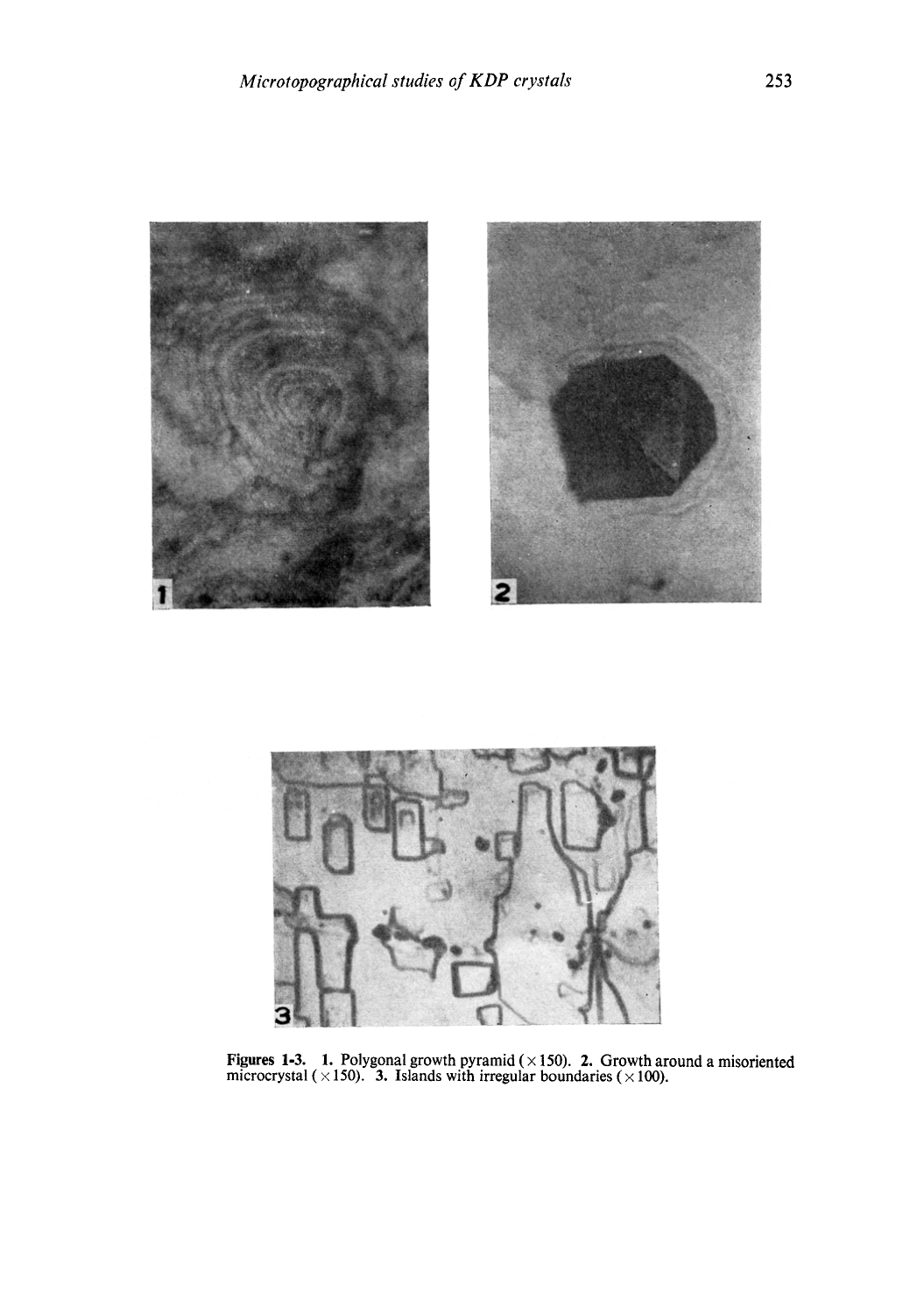**Figures 1-3.** **1.** Polygonal growth pyramid ($\times 150$). **2.** Growth around a misoriented microcrystal ($\times 150$). **3.** Islands with irregular boundaries ($\times 100$).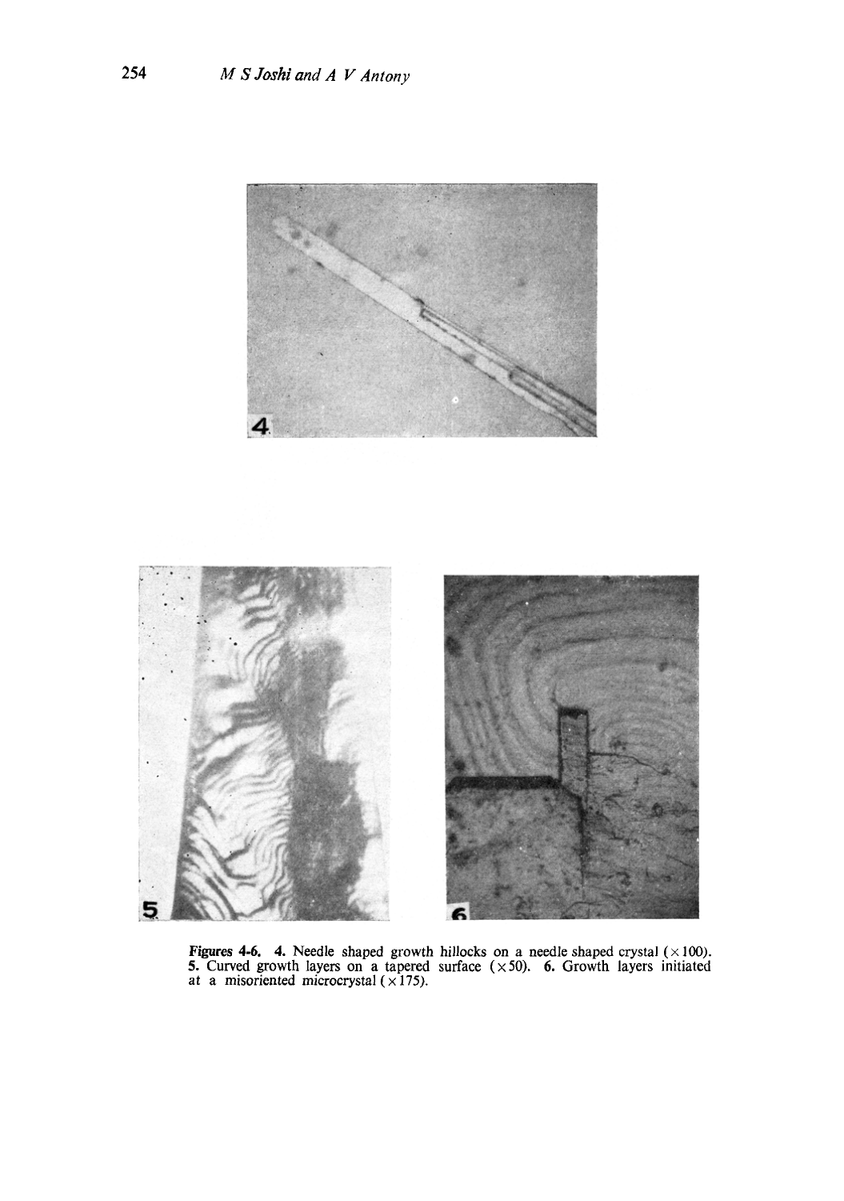**Figures 4-6.** **4.** Needle shaped growth hillocks on a needle shaped crystal ($\times 100$). **5.** Curved growth layers on a tapered surface ($\times 50$). **6.** Growth layers initiated at a misoriented microcrystal ($\times 175$).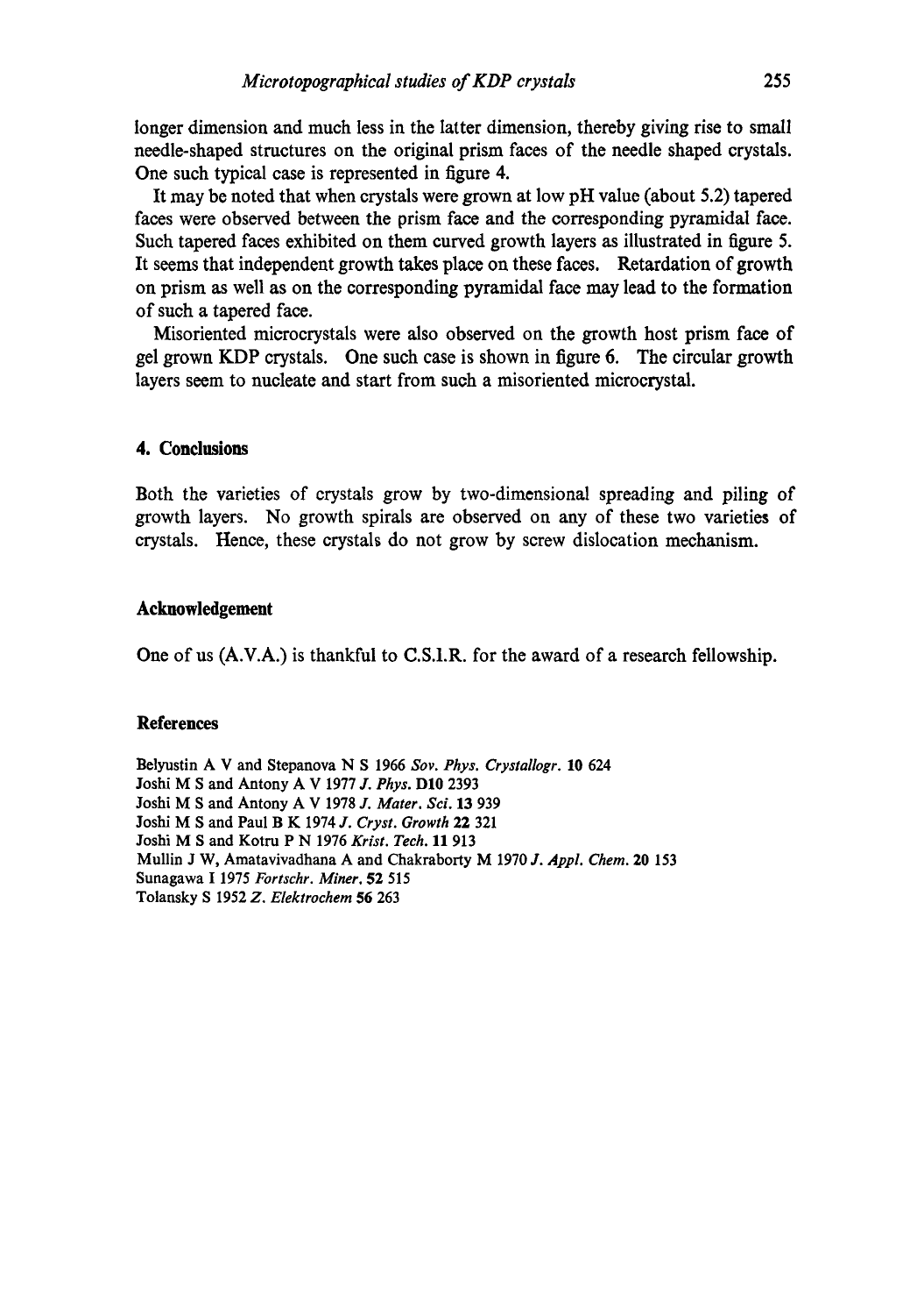longer dimension and much less in the latter dimension, thereby giving rise to small needle-shaped structures on the original prism faces of the needle shaped crystals. One such typical case is represented in figure 4.

It may be noted that when crystals were grown at low pH value (about 5.2) tapered faces were observed between the prism face and the corresponding pyramidal face. Such tapered faces exhibited on them curved growth layers as illustrated in figure 5. It seems that independent growth takes place on these faces. Retardation of growth on prism as well as on the corresponding pyramidal face may lead to the formation of such a tapered face.

Misoriented microcrystals were also observed on the growth host prism face of gel grown KDP crystals. One such case is shown in figure 6. The circular growth layers seem to nucleate and start from such a misoriented microcrystal.

## 4. Conclusions

Both the varieties of crystals grow by two-dimensional spreading and piling of growth layers. No growth spirals are observed on any of these two varieties of crystals. Hence, these crystals do not grow by screw dislocation mechanism.

## Acknowledgement

One of us (A.V.A.) is thankful to C.S.I.R. for the award of a research fellowship.

## References

Belyustin A V and Stepanova N S 1966 *Sov. Phys. Crystallogr.* **10** 624

Joshi M S and Antony A V 1977 *J. Phys.* **D10** 2393

Joshi M S and Antony A V 1978 *J. Mater. Sci.* **13** 939

Joshi M S and Paul B K 1974 *J. Cryst. Growth* **22** 321

Joshi M S and Kotru P N 1976 *Krist. Tech.* **11** 913

Mullin J W, Amatavivadhana A and Chakraborty M 1970 *J. Appl. Chem.* **20** 153

Sunagawa I 1975 *Fortschr. Miner.* **52** 515

Tolansky S 1952 *Z. Elektrochem* **56** 263